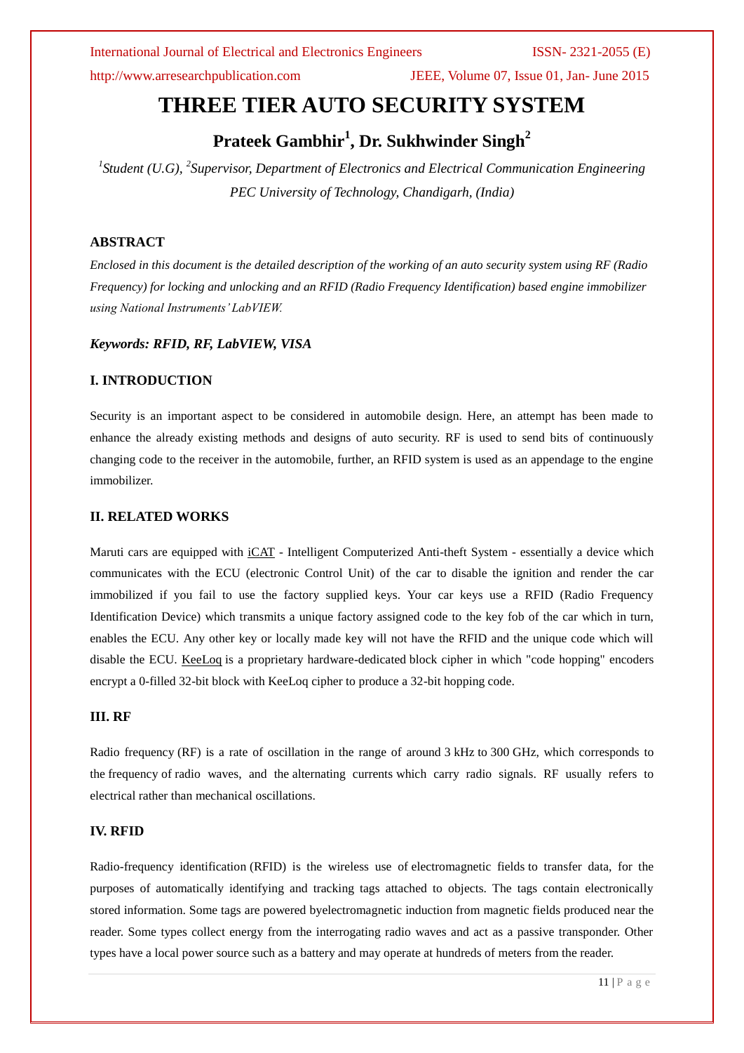# THREE TIER AUTO SECURITY SYSTEM

## Prateek Gambhir[1], Dr. Sukhwinder Singh[2]

*[1]Student (U.G), [2]Supervisor, Department of Electronics and Electrical Communication Engineering*
*PEC University of Technology, Chandigarh, (India)*

### ABSTRACT

*Enclosed in this document is the detailed description of the working of an auto security system using RF (Radio Frequency) for locking and unlocking and an RFID (Radio Frequency Identification) based engine immobilizer using National Instruments' LabVIEW.*

***Keywords: RFID, RF, LabVIEW, VISA***

### I. INTRODUCTION

Security is an important aspect to be considered in automobile design. Here, an attempt has been made to enhance the already existing methods and designs of auto security. RF is used to send bits of continuously changing code to the receiver in the automobile, further, an RFID system is used as an appendage to the engine immobilizer.

### II. RELATED WORKS

Maruti cars are equipped with iCAT - Intelligent Computerized Anti-theft System - essentially a device which communicates with the ECU (electronic Control Unit) of the car to disable the ignition and render the car immobilized if you fail to use the factory supplied keys. Your car keys use a RFID (Radio Frequency Identification Device) which transmits a unique factory assigned code to the key fob of the car which in turn, enables the ECU. Any other key or locally made key will not have the RFID and the unique code which will disable the ECU. KeeLoq is a proprietary hardware-dedicated block cipher in which "code hopping" encoders encrypt a 0-filled 32-bit block with KeeLoq cipher to produce a 32-bit hopping code.

### III. RF

Radio frequency (RF) is a rate of oscillation in the range of around 3 kHz to 300 GHz, which corresponds to the frequency of radio waves, and the alternating currents which carry radio signals. RF usually refers to electrical rather than mechanical oscillations.

### IV. RFID

Radio-frequency identification (RFID) is the wireless use of electromagnetic fields to transfer data, for the purposes of automatically identifying and tracking tags attached to objects. The tags contain electronically stored information. Some tags are powered byelectromagnetic induction from magnetic fields produced near the reader. Some types collect energy from the interrogating radio waves and act as a passive transponder. Other types have a local power source such as a battery and may operate at hundreds of meters from the reader.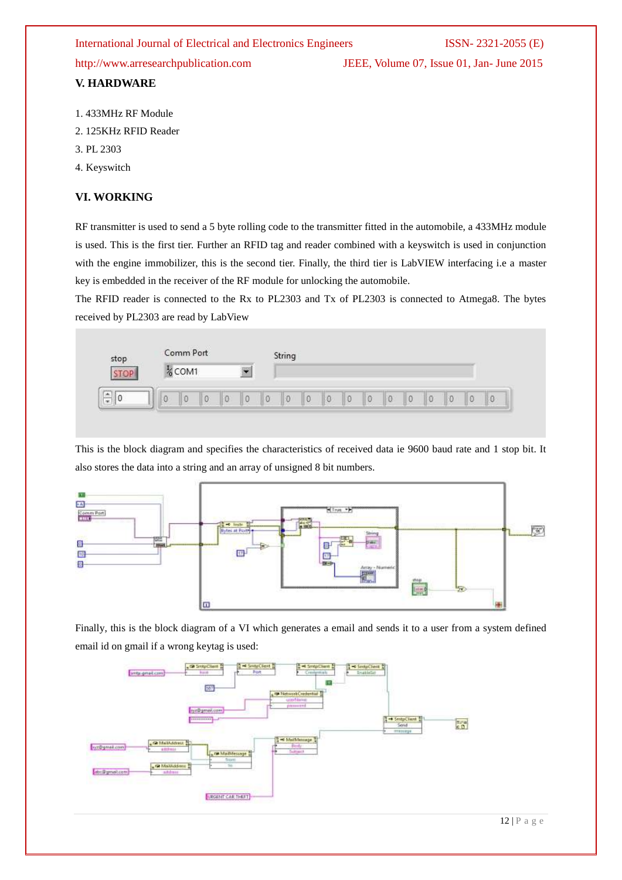## V. HARDWARE

1. 433MHz RF Module
2. 125KHz RFID Reader
3. PL 2303
4. Keyswitch

## VI. WORKING

RF transmitter is used to send a 5 byte rolling code to the transmitter fitted in the automobile, a 433MHz module is used. This is the first tier. Further an RFID tag and reader combined with a keyswitch is used in conjunction with the engine immobilizer, this is the second tier. Finally, the third tier is LabVIEW interfacing i.e a master key is embedded in the receiver of the RF module for unlocking the automobile.

The RFID reader is connected to the Rx to PL2303 and Tx of PL2303 is connected to Atmega8. The bytes received by PL2303 are read by LabView

This is the block diagram and specifies the characteristics of received data ie 9600 baud rate and 1 stop bit. It also stores the data into a string and an array of unsigned 8 bit numbers.

Finally, this is the block diagram of a VI which generates a email and sends it to a user from a system defined email id on gmail if a wrong keytag is used: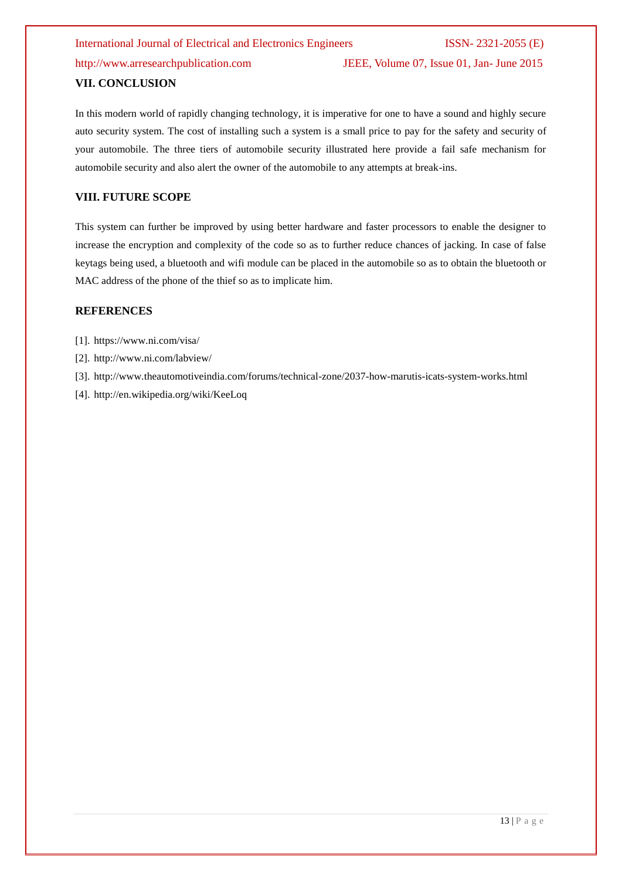## VII. CONCLUSION

In this modern world of rapidly changing technology, it is imperative for one to have a sound and highly secure auto security system. The cost of installing such a system is a small price to pay for the safety and security of your automobile. The three tiers of automobile security illustrated here provide a fail safe mechanism for automobile security and also alert the owner of the automobile to any attempts at break-ins.

## VIII. FUTURE SCOPE

This system can further be improved by using better hardware and faster processors to enable the designer to increase the encryption and complexity of the code so as to further reduce chances of jacking. In case of false keytags being used, a bluetooth and wifi module can be placed in the automobile so as to obtain the bluetooth or MAC address of the phone of the thief so as to implicate him.

## REFERENCES

[1]. https://www.ni.com/visa/

[2]. http://www.ni.com/labview/

[3]. http://www.theautomotiveindia.com/forums/technical-zone/2037-how-marutis-icats-system-works.html

[4]. http://en.wikipedia.org/wiki/KeeLoq